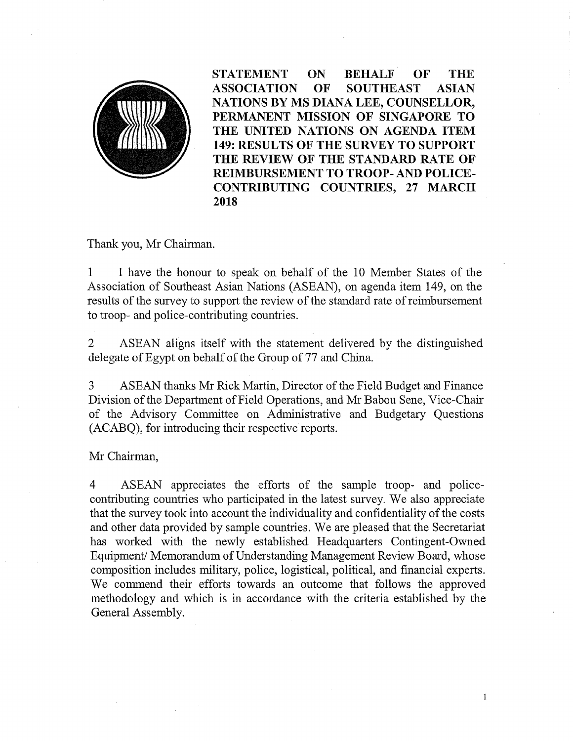**STATEMENT ON BEHALF OF THE ASSOCIATION OF SOUTHEAST ASIAN NATIONS BY MS DIANA LEE, COUNSELLOR, PERMANENT MISSION OF SINGAPORE TO THE UNITED NATIONS ON AGENDA ITEM 149: RESULTS OF THE SURVEY TO SUPPORT THE REVIEW OF THE STANDARD RATE OF REIMBURSEMENT TO TROOP- AND POLICE-CONTRIBUTING COUNTRIES, 27 MARCH 2018**

Thank you, Mr Chairman.

1 I have the honour to speak on behalf of the 10 Member States of the Association of Southeast Asian Nations (ASEAN), on agenda item 149, on the results of the survey to support the review of the standard rate of reimbursement to troop- and police-contributing countries.

2 ASEAN aligns itself with the statement delivered by the distinguished delegate of Egypt on behalf of the Group of 77 and China.

3 ASEAN thanks Mr Rick Martin, Director of the Field Budget and Finance Division of the Department of Field Operations, and Mr Babou Sene, Vice-Chair of the Advisory Committee on Administrative and Budgetary Questions (ACABQ), for introducing their respective reports.

Mr Chairman,

4 ASEAN appreciates the efforts of the sample troop- and police-contributing countries who participated in the latest survey. We also appreciate that the survey took into account the individuality and confidentiality of the costs and other data provided by sample countries. We are pleased that the Secretariat has worked with the newly established Headquarters Contingent-Owned Equipment/ Memorandum of Understanding Management Review Board, whose composition includes military, police, logistical, political, and financial experts. We commend their efforts towards an outcome that follows the approved methodology and which is in accordance with the criteria established by the General Assembly.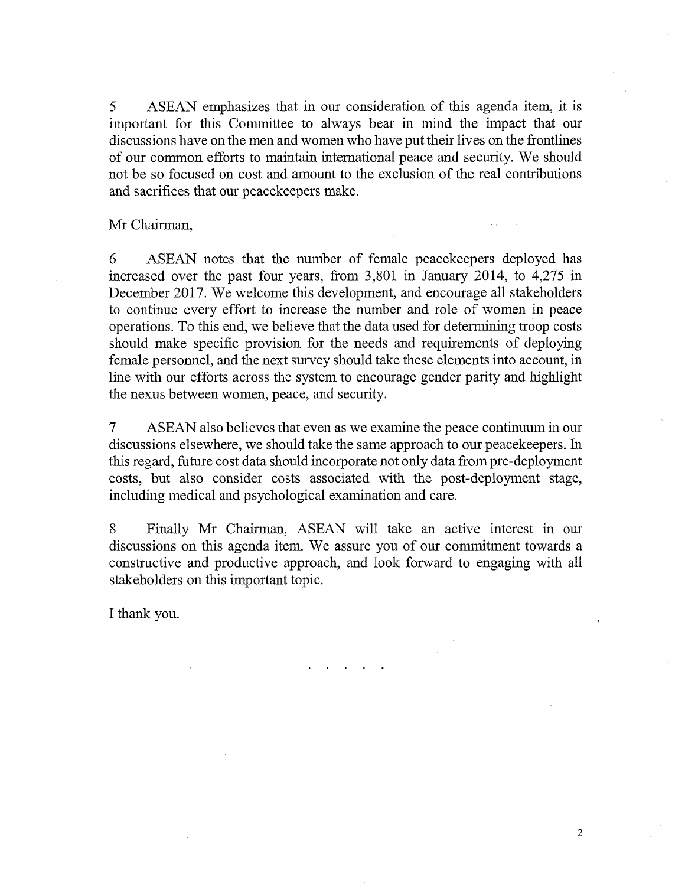5 ASEAN emphasizes that in our consideration of this agenda item, it is important for this Committee to always bear in mind the impact that our discussions have on the men and women who have put their lives on the frontlines of our common efforts to maintain international peace and security. We should not be so focused on cost and amount to the exclusion of the real contributions and sacrifices that our peacekeepers make.

Mr Chairman,

6 ASEAN notes that the number of female peacekeepers deployed has increased over the past four years, from 3,801 in January 2014, to 4,275 in December 2017. We welcome this development, and encourage all stakeholders to continue every effort to increase the number and role of women in peace operations. To this end, we believe that the data used for determining troop costs should make specific provision for the needs and requirements of deploying female personnel, and the next survey should take these elements into account, in line with our efforts across the system to encourage gender parity and highlight the nexus between women, peace, and security.

7 ASEAN also believes that even as we examine the peace continuum in our discussions elsewhere, we should take the same approach to our peacekeepers. In this regard, future cost data should incorporate not only data from pre-deployment costs, but also consider costs associated with the post-deployment stage, including medical and psychological examination and care.

8 Finally Mr Chairman, ASEAN will take an active interest in our discussions on this agenda item. We assure you of our commitment towards a constructive and productive approach, and look forward to engaging with all stakeholders on this important topic.

I thank you.

. . . . .